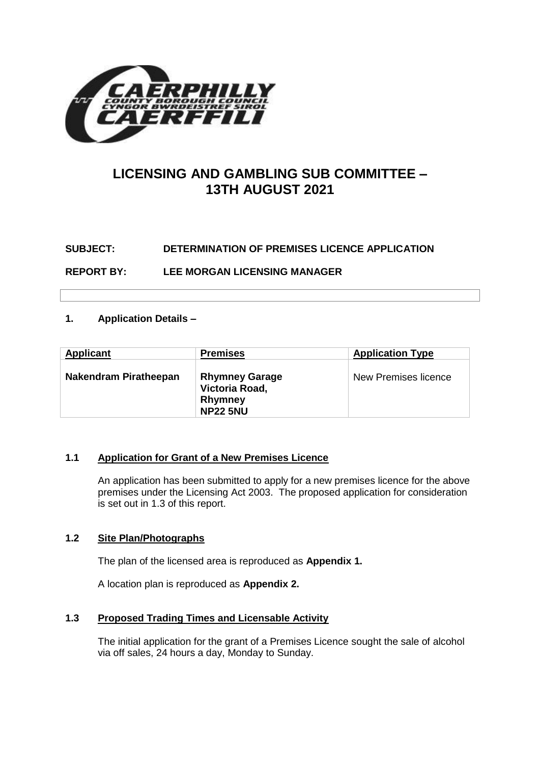# LICENSING AND GAMBLING SUB COMMITTEE – 13TH AUGUST 2021

**SUBJECT: DETERMINATION OF PREMISES LICENCE APPLICATION**

**REPORT BY: LEE MORGAN LICENSING MANAGER**

## 1. Application Details –

| Applicant | Premises | Application Type |
|---|---|---|
| **Nakendram Piratheepan** | **Rhymney Garage Victoria Road, Rhymney NP22 5NU** | New Premises licence |

### 1.1 Application for Grant of a New Premises Licence

An application has been submitted to apply for a new premises licence for the above premises under the Licensing Act 2003. The proposed application for consideration is set out in 1.3 of this report.

### 1.2 Site Plan/Photographs

The plan of the licensed area is reproduced as **Appendix 1.**

A location plan is reproduced as **Appendix 2.**

### 1.3 Proposed Trading Times and Licensable Activity

The initial application for the grant of a Premises Licence sought the sale of alcohol via off sales, 24 hours a day, Monday to Sunday.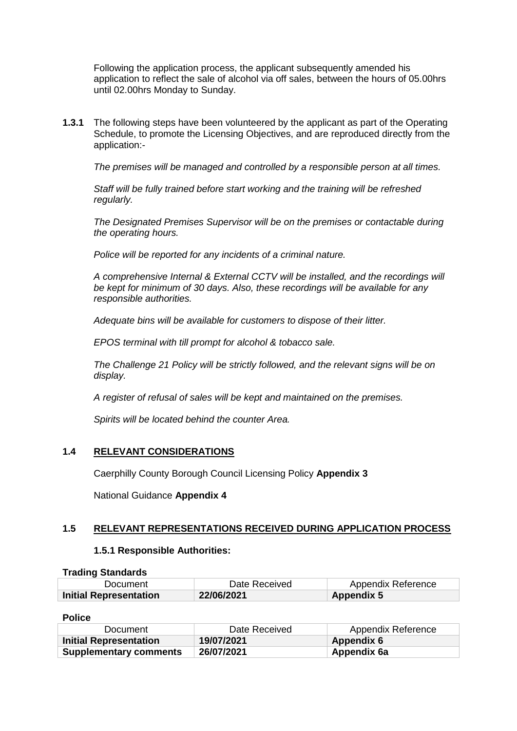Following the application process, the applicant subsequently amended his application to reflect the sale of alcohol via off sales, between the hours of 05.00hrs until 02.00hrs Monday to Sunday.

**1.3.1** The following steps have been volunteered by the applicant as part of the Operating Schedule, to promote the Licensing Objectives, and are reproduced directly from the application:-

*The premises will be managed and controlled by a responsible person at all times.*

*Staff will be fully trained before start working and the training will be refreshed regularly.*

*The Designated Premises Supervisor will be on the premises or contactable during the operating hours.*

*Police will be reported for any incidents of a criminal nature.*

*A comprehensive Internal & External CCTV will be installed, and the recordings will be kept for minimum of 30 days. Also, these recordings will be available for any responsible authorities.*

*Adequate bins will be available for customers to dispose of their litter.*

*EPOS terminal with till prompt for alcohol & tobacco sale.*

*The Challenge 21 Policy will be strictly followed, and the relevant signs will be on display.*

*A register of refusal of sales will be kept and maintained on the premises.*

*Spirits will be located behind the counter Area.*

## 1.4 RELEVANT CONSIDERATIONS

Caerphilly County Borough Council Licensing Policy **Appendix 3**

National Guidance **Appendix 4**

## 1.5 RELEVANT REPRESENTATIONS RECEIVED DURING APPLICATION PROCESS

### 1.5.1 Responsible Authorities:

**Trading Standards**

| Document | Date Received | Appendix Reference |
| --- | --- | --- |
| **Initial Representation** | **22/06/2021** | **Appendix 5** |

**Police**

| Document | Date Received | Appendix Reference |
| --- | --- | --- |
| **Initial Representation** | **19/07/2021** | **Appendix 6** |
| **Supplementary comments** | **26/07/2021** | **Appendix 6a** |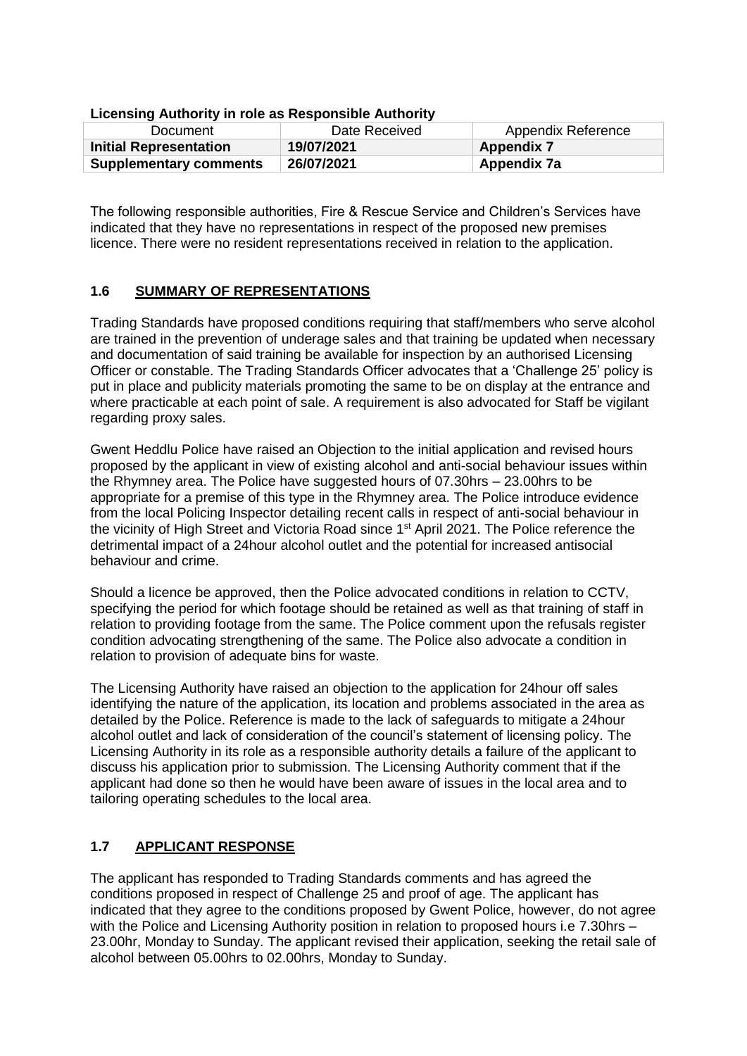**Licensing Authority in role as Responsible Authority**

| Document | Date Received | Appendix Reference |
|---|---|---|
| **Initial Representation** | **19/07/2021** | **Appendix 7** |
| **Supplementary comments** | **26/07/2021** | **Appendix 7a** |

The following responsible authorities, Fire & Rescue Service and Children's Services have indicated that they have no representations in respect of the proposed new premises licence. There were no resident representations received in relation to the application.

## 1.6 SUMMARY OF REPRESENTATIONS

Trading Standards have proposed conditions requiring that staff/members who serve alcohol are trained in the prevention of underage sales and that training be updated when necessary and documentation of said training be available for inspection by an authorised Licensing Officer or constable. The Trading Standards Officer advocates that a 'Challenge 25' policy is put in place and publicity materials promoting the same to be on display at the entrance and where practicable at each point of sale. A requirement is also advocated for Staff be vigilant regarding proxy sales.

Gwent Heddlu Police have raised an Objection to the initial application and revised hours proposed by the applicant in view of existing alcohol and anti-social behaviour issues within the Rhymney area. The Police have suggested hours of 07.30hrs – 23.00hrs to be appropriate for a premise of this type in the Rhymney area. The Police introduce evidence from the local Policing Inspector detailing recent calls in respect of anti-social behaviour in the vicinity of High Street and Victoria Road since 1st April 2021. The Police reference the detrimental impact of a 24hour alcohol outlet and the potential for increased antisocial behaviour and crime.

Should a licence be approved, then the Police advocated conditions in relation to CCTV, specifying the period for which footage should be retained as well as that training of staff in relation to providing footage from the same. The Police comment upon the refusals register condition advocating strengthening of the same. The Police also advocate a condition in relation to provision of adequate bins for waste.

The Licensing Authority have raised an objection to the application for 24hour off sales identifying the nature of the application, its location and problems associated in the area as detailed by the Police. Reference is made to the lack of safeguards to mitigate a 24hour alcohol outlet and lack of consideration of the council's statement of licensing policy. The Licensing Authority in its role as a responsible authority details a failure of the applicant to discuss his application prior to submission. The Licensing Authority comment that if the applicant had done so then he would have been aware of issues in the local area and to tailoring operating schedules to the local area.

## 1.7 APPLICANT RESPONSE

The applicant has responded to Trading Standards comments and has agreed the conditions proposed in respect of Challenge 25 and proof of age. The applicant has indicated that they agree to the conditions proposed by Gwent Police, however, do not agree with the Police and Licensing Authority position in relation to proposed hours i.e 7.30hrs – 23.00hr, Monday to Sunday. The applicant revised their application, seeking the retail sale of alcohol between 05.00hrs to 02.00hrs, Monday to Sunday.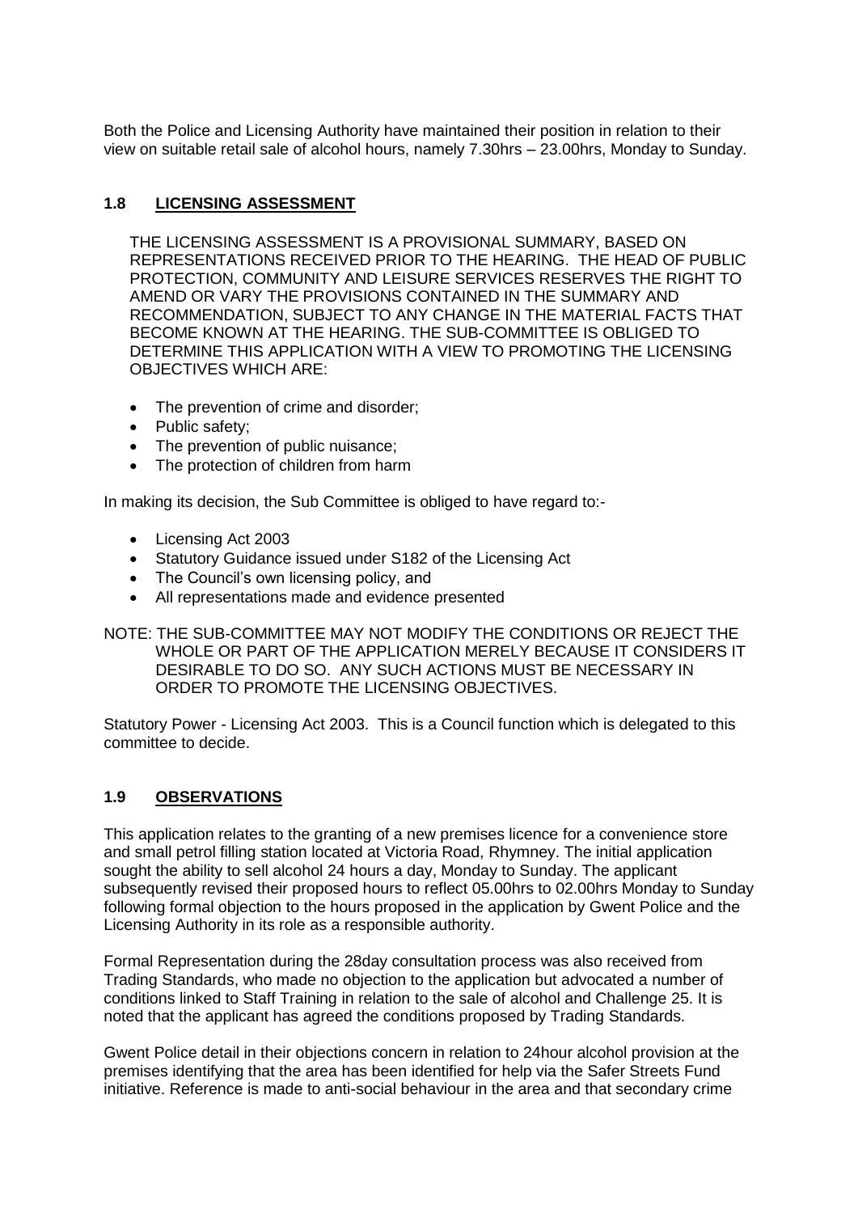Both the Police and Licensing Authority have maintained their position in relation to their view on suitable retail sale of alcohol hours, namely 7.30hrs – 23.00hrs, Monday to Sunday.

## 1.8 LICENSING ASSESSMENT

THE LICENSING ASSESSMENT IS A PROVISIONAL SUMMARY, BASED ON REPRESENTATIONS RECEIVED PRIOR TO THE HEARING. THE HEAD OF PUBLIC PROTECTION, COMMUNITY AND LEISURE SERVICES RESERVES THE RIGHT TO AMEND OR VARY THE PROVISIONS CONTAINED IN THE SUMMARY AND RECOMMENDATION, SUBJECT TO ANY CHANGE IN THE MATERIAL FACTS THAT BECOME KNOWN AT THE HEARING. THE SUB-COMMITTEE IS OBLIGED TO DETERMINE THIS APPLICATION WITH A VIEW TO PROMOTING THE LICENSING OBJECTIVES WHICH ARE:

- The prevention of crime and disorder;
- Public safety;
- The prevention of public nuisance;
- The protection of children from harm

In making its decision, the Sub Committee is obliged to have regard to:-

- Licensing Act 2003
- Statutory Guidance issued under S182 of the Licensing Act
- The Council's own licensing policy, and
- All representations made and evidence presented

NOTE: THE SUB-COMMITTEE MAY NOT MODIFY THE CONDITIONS OR REJECT THE WHOLE OR PART OF THE APPLICATION MERELY BECAUSE IT CONSIDERS IT DESIRABLE TO DO SO. ANY SUCH ACTIONS MUST BE NECESSARY IN ORDER TO PROMOTE THE LICENSING OBJECTIVES.

Statutory Power - Licensing Act 2003. This is a Council function which is delegated to this committee to decide.

## 1.9 OBSERVATIONS

This application relates to the granting of a new premises licence for a convenience store and small petrol filling station located at Victoria Road, Rhymney. The initial application sought the ability to sell alcohol 24 hours a day, Monday to Sunday. The applicant subsequently revised their proposed hours to reflect 05.00hrs to 02.00hrs Monday to Sunday following formal objection to the hours proposed in the application by Gwent Police and the Licensing Authority in its role as a responsible authority.

Formal Representation during the 28day consultation process was also received from Trading Standards, who made no objection to the application but advocated a number of conditions linked to Staff Training in relation to the sale of alcohol and Challenge 25. It is noted that the applicant has agreed the conditions proposed by Trading Standards.

Gwent Police detail in their objections concern in relation to 24hour alcohol provision at the premises identifying that the area has been identified for help via the Safer Streets Fund initiative. Reference is made to anti-social behaviour in the area and that secondary crime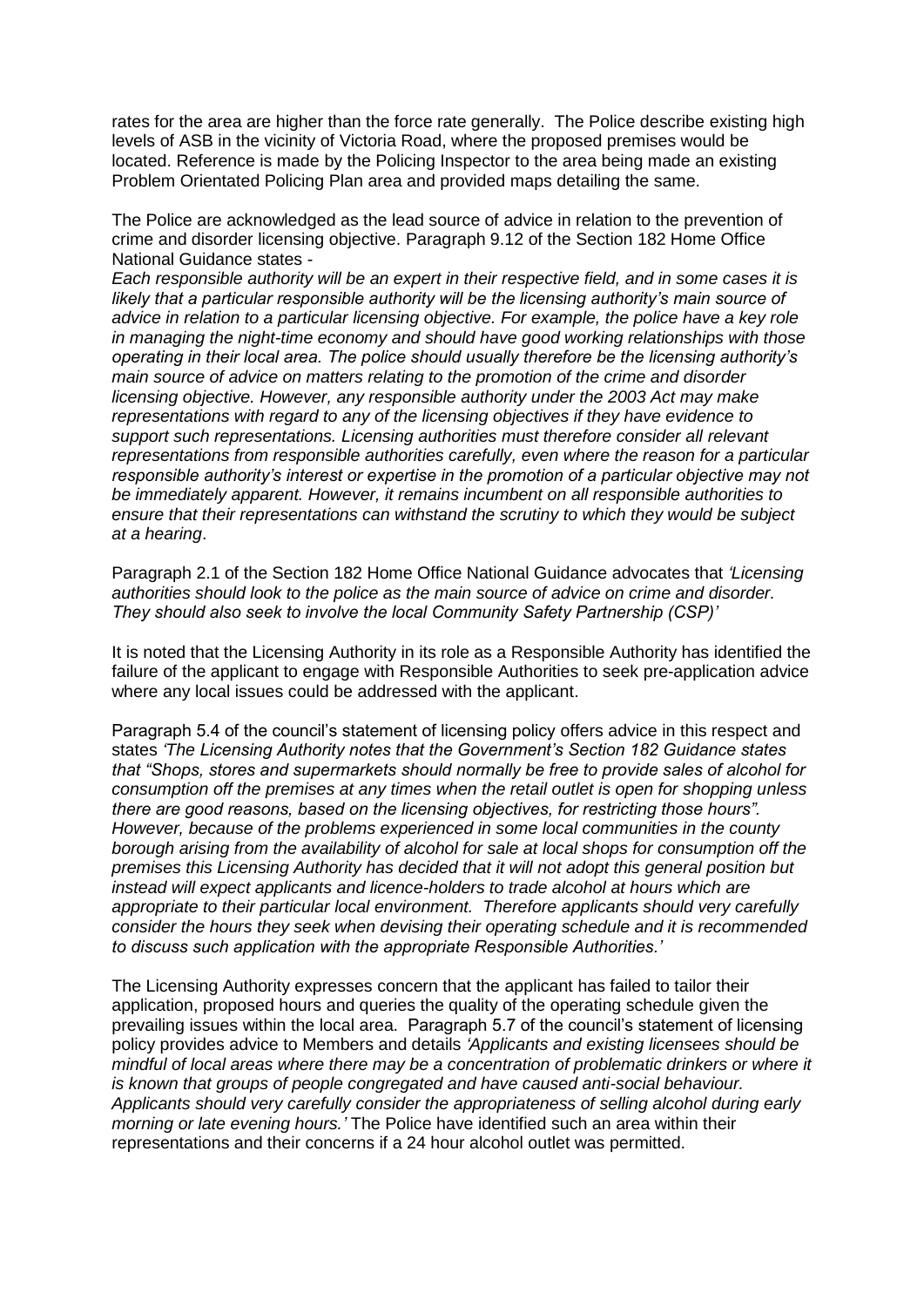rates for the area are higher than the force rate generally. The Police describe existing high levels of ASB in the vicinity of Victoria Road, where the proposed premises would be located. Reference is made by the Policing Inspector to the area being made an existing Problem Orientated Policing Plan area and provided maps detailing the same.

The Police are acknowledged as the lead source of advice in relation to the prevention of crime and disorder licensing objective. Paragraph 9.12 of the Section 182 Home Office National Guidance states -

*Each responsible authority will be an expert in their respective field, and in some cases it is likely that a particular responsible authority will be the licensing authority's main source of advice in relation to a particular licensing objective. For example, the police have a key role in managing the night-time economy and should have good working relationships with those operating in their local area. The police should usually therefore be the licensing authority's main source of advice on matters relating to the promotion of the crime and disorder licensing objective. However, any responsible authority under the 2003 Act may make representations with regard to any of the licensing objectives if they have evidence to support such representations. Licensing authorities must therefore consider all relevant representations from responsible authorities carefully, even where the reason for a particular responsible authority's interest or expertise in the promotion of a particular objective may not be immediately apparent. However, it remains incumbent on all responsible authorities to ensure that their representations can withstand the scrutiny to which they would be subject at a hearing*.

Paragraph 2.1 of the Section 182 Home Office National Guidance advocates that *'Licensing authorities should look to the police as the main source of advice on crime and disorder. They should also seek to involve the local Community Safety Partnership (CSP)'*

It is noted that the Licensing Authority in its role as a Responsible Authority has identified the failure of the applicant to engage with Responsible Authorities to seek pre-application advice where any local issues could be addressed with the applicant.

Paragraph 5.4 of the council's statement of licensing policy offers advice in this respect and states *'The Licensing Authority notes that the Government's Section 182 Guidance states that "Shops, stores and supermarkets should normally be free to provide sales of alcohol for consumption off the premises at any times when the retail outlet is open for shopping unless there are good reasons, based on the licensing objectives, for restricting those hours". However, because of the problems experienced in some local communities in the county borough arising from the availability of alcohol for sale at local shops for consumption off the premises this Licensing Authority has decided that it will not adopt this general position but instead will expect applicants and licence-holders to trade alcohol at hours which are appropriate to their particular local environment. Therefore applicants should very carefully consider the hours they seek when devising their operating schedule and it is recommended to discuss such application with the appropriate Responsible Authorities.'*

The Licensing Authority expresses concern that the applicant has failed to tailor their application, proposed hours and queries the quality of the operating schedule given the prevailing issues within the local area. Paragraph 5.7 of the council's statement of licensing policy provides advice to Members and details *'Applicants and existing licensees should be mindful of local areas where there may be a concentration of problematic drinkers or where it is known that groups of people congregated and have caused anti-social behaviour. Applicants should very carefully consider the appropriateness of selling alcohol during early morning or late evening hours.'* The Police have identified such an area within their representations and their concerns if a 24 hour alcohol outlet was permitted.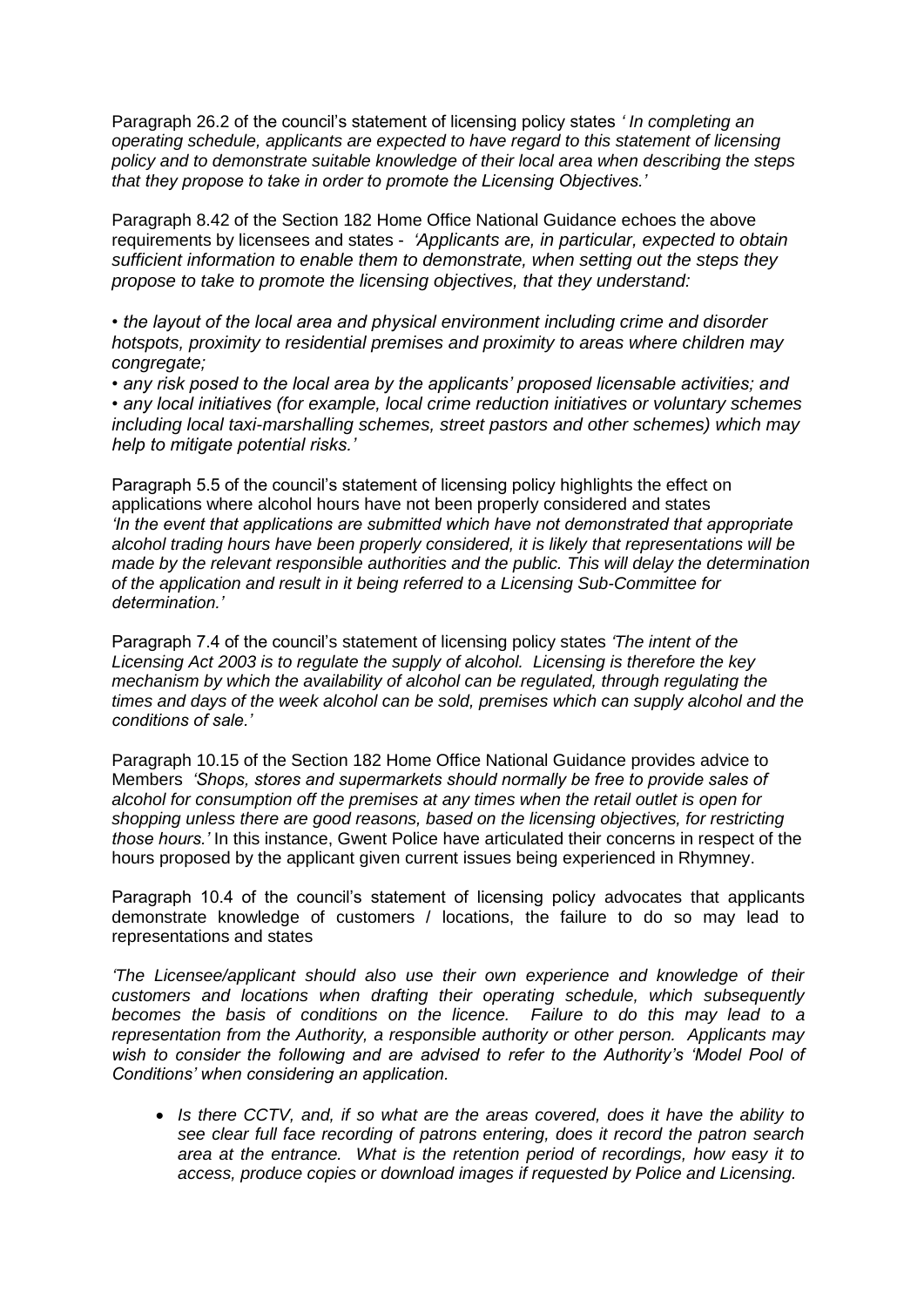Paragraph 26.2 of the council's statement of licensing policy states *' In completing an operating schedule, applicants are expected to have regard to this statement of licensing policy and to demonstrate suitable knowledge of their local area when describing the steps that they propose to take in order to promote the Licensing Objectives.'*

Paragraph 8.42 of the Section 182 Home Office National Guidance echoes the above requirements by licensees and states - *'Applicants are, in particular, expected to obtain sufficient information to enable them to demonstrate, when setting out the steps they propose to take to promote the licensing objectives, that they understand:*

*• the layout of the local area and physical environment including crime and disorder hotspots, proximity to residential premises and proximity to areas where children may congregate;*
*• any risk posed to the local area by the applicants' proposed licensable activities; and*
*• any local initiatives (for example, local crime reduction initiatives or voluntary schemes including local taxi-marshalling schemes, street pastors and other schemes) which may help to mitigate potential risks.'*

Paragraph 5.5 of the council's statement of licensing policy highlights the effect on applications where alcohol hours have not been properly considered and states *'In the event that applications are submitted which have not demonstrated that appropriate alcohol trading hours have been properly considered, it is likely that representations will be made by the relevant responsible authorities and the public. This will delay the determination of the application and result in it being referred to a Licensing Sub-Committee for determination.'*

Paragraph 7.4 of the council's statement of licensing policy states *'The intent of the Licensing Act 2003 is to regulate the supply of alcohol. Licensing is therefore the key mechanism by which the availability of alcohol can be regulated, through regulating the times and days of the week alcohol can be sold, premises which can supply alcohol and the conditions of sale.'*

Paragraph 10.15 of the Section 182 Home Office National Guidance provides advice to Members *'Shops, stores and supermarkets should normally be free to provide sales of alcohol for consumption off the premises at any times when the retail outlet is open for shopping unless there are good reasons, based on the licensing objectives, for restricting those hours.'* In this instance, Gwent Police have articulated their concerns in respect of the hours proposed by the applicant given current issues being experienced in Rhymney.

Paragraph 10.4 of the council's statement of licensing policy advocates that applicants demonstrate knowledge of customers / locations, the failure to do so may lead to representations and states

*'The Licensee/applicant should also use their own experience and knowledge of their customers and locations when drafting their operating schedule, which subsequently becomes the basis of conditions on the licence. Failure to do this may lead to a representation from the Authority, a responsible authority or other person. Applicants may wish to consider the following and are advised to refer to the Authority's 'Model Pool of Conditions' when considering an application.*

- *Is there CCTV, and, if so what are the areas covered, does it have the ability to see clear full face recording of patrons entering, does it record the patron search area at the entrance. What is the retention period of recordings, how easy it to access, produce copies or download images if requested by Police and Licensing.*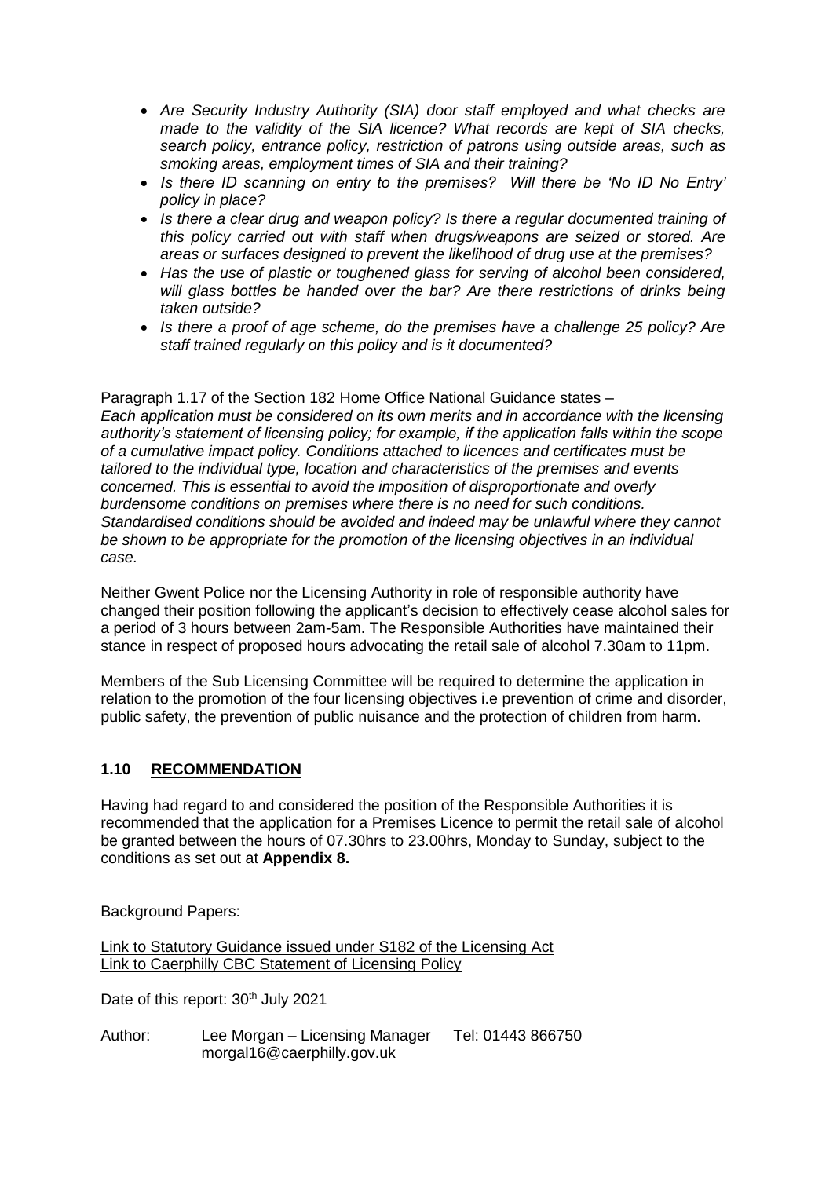- *Are Security Industry Authority (SIA) door staff employed and what checks are made to the validity of the SIA licence? What records are kept of SIA checks, search policy, entrance policy, restriction of patrons using outside areas, such as smoking areas, employment times of SIA and their training?*
- *Is there ID scanning on entry to the premises? Will there be 'No ID No Entry' policy in place?*
- *Is there a clear drug and weapon policy? Is there a regular documented training of this policy carried out with staff when drugs/weapons are seized or stored. Are areas or surfaces designed to prevent the likelihood of drug use at the premises?*
- *Has the use of plastic or toughened glass for serving of alcohol been considered, will glass bottles be handed over the bar? Are there restrictions of drinks being taken outside?*
- *Is there a proof of age scheme, do the premises have a challenge 25 policy? Are staff trained regularly on this policy and is it documented?*

Paragraph 1.17 of the Section 182 Home Office National Guidance states –
*Each application must be considered on its own merits and in accordance with the licensing authority's statement of licensing policy; for example, if the application falls within the scope of a cumulative impact policy. Conditions attached to licences and certificates must be tailored to the individual type, location and characteristics of the premises and events concerned. This is essential to avoid the imposition of disproportionate and overly burdensome conditions on premises where there is no need for such conditions. Standardised conditions should be avoided and indeed may be unlawful where they cannot be shown to be appropriate for the promotion of the licensing objectives in an individual case.*

Neither Gwent Police nor the Licensing Authority in role of responsible authority have changed their position following the applicant's decision to effectively cease alcohol sales for a period of 3 hours between 2am-5am. The Responsible Authorities have maintained their stance in respect of proposed hours advocating the retail sale of alcohol 7.30am to 11pm.

Members of the Sub Licensing Committee will be required to determine the application in relation to the promotion of the four licensing objectives i.e prevention of crime and disorder, public safety, the prevention of public nuisance and the protection of children from harm.

## 1.10 RECOMMENDATION

Having had regard to and considered the position of the Responsible Authorities it is recommended that the application for a Premises Licence to permit the retail sale of alcohol be granted between the hours of 07.30hrs to 23.00hrs, Monday to Sunday, subject to the conditions as set out at **Appendix 8.**

Background Papers:

Link to Statutory Guidance issued under S182 of the Licensing Act
Link to Caerphilly CBC Statement of Licensing Policy

Date of this report: 30th July 2021

Author: Lee Morgan – Licensing Manager Tel: 01443 866750
morgal16@caerphilly.gov.uk